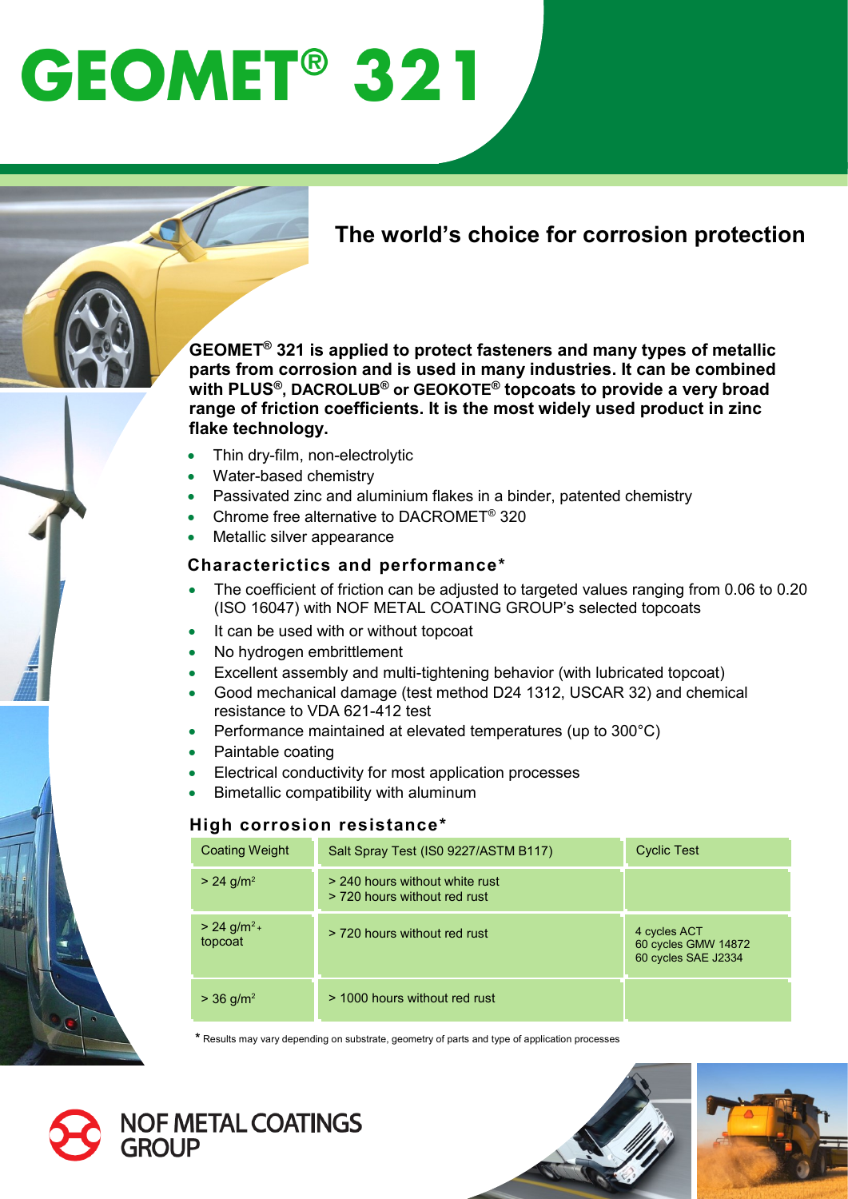# GEOMET® 321

## The world's choice for corrosion protection

**GEOMET® 321 is applied to protect fasteners and many types of metallic parts from corrosion and is used in many industries. It can be combined with PLUS®, DACROLUB® or GEOKOTE® topcoats to provide a very broad range of friction coefficients. It is the most widely used product in zinc flake technology.**

- Thin dry-film, non-electrolytic
- Water-based chemistry
- Passivated zinc and aluminium flakes in a binder, patented chemistry
- Chrome free alternative to DACROMET® 320
- Metallic silver appearance

### Characterictics and performance*

- The coefficient of friction can be adjusted to targeted values ranging from 0.06 to 0.20 (ISO 16047) with NOF METAL COATING GROUP's selected topcoats
- It can be used with or without topcoat
- No hydrogen embrittlement
- Excellent assembly and multi-tightening behavior (with lubricated topcoat)
- Good mechanical damage (test method D24 1312, USCAR 32) and chemical resistance to VDA 621-412 test
- Performance maintained at elevated temperatures (up to 300°C)
- Paintable coating
- Electrical conductivity for most application processes
- Bimetallic compatibility with aluminum

### High corrosion resistance*

| Coating Weight | Salt Spray Test (IS0 9227/ASTM B117) | Cyclic Test |
|---|---|---|
| > 24 g/m² | > 240 hours without white rust<br>> 720 hours without red rust | |
| > 24 g/m² + topcoat | > 720 hours without red rust | 4 cycles ACT<br>60 cycles GMW 14872<br>60 cycles SAE J2334 |
| > 36 g/m² | > 1000 hours without red rust | |

\* Results may vary depending on substrate, geometry of parts and type of application processes

NOF METAL COATINGS GROUP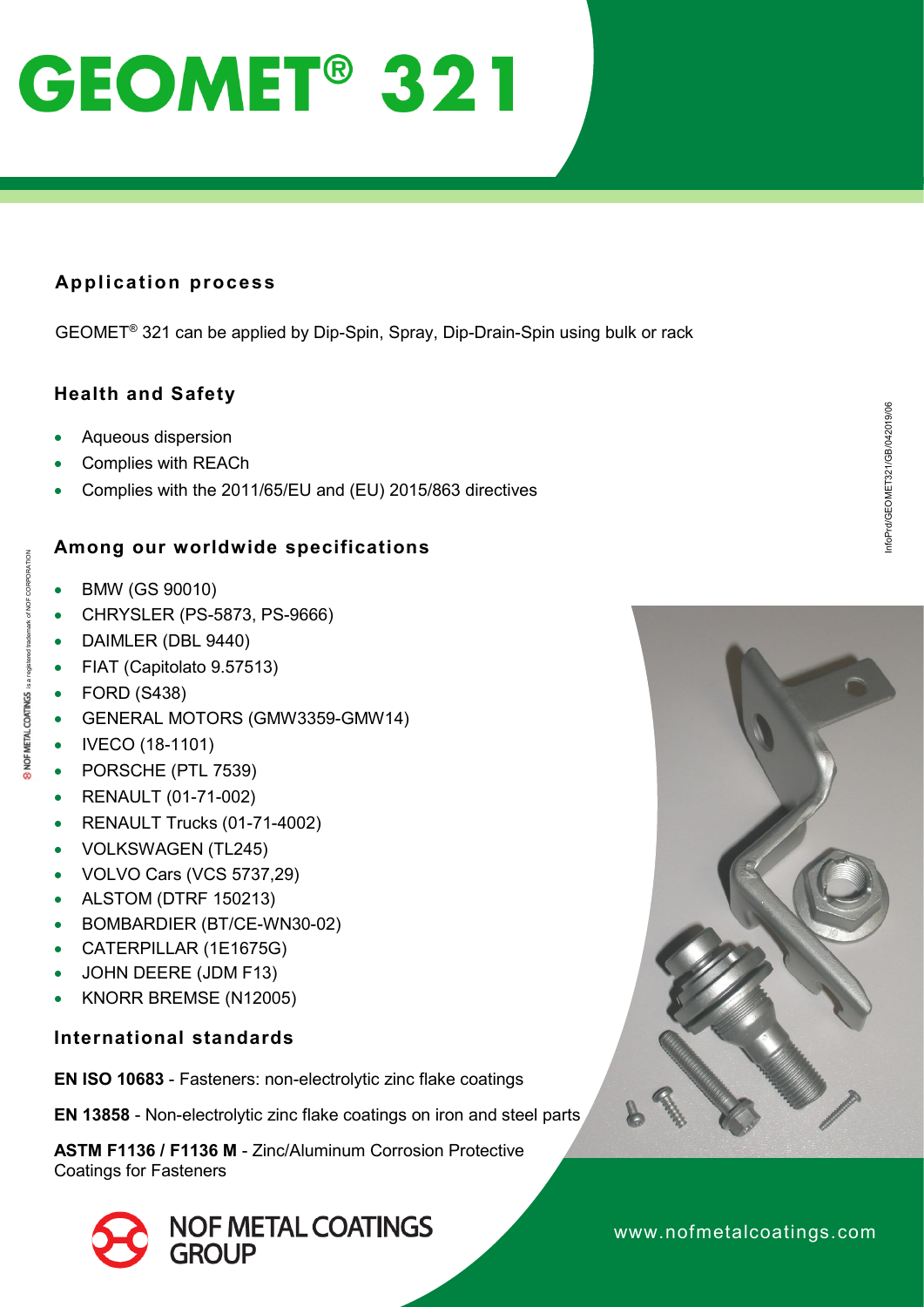# GEOMET® 321

## Application process

GEOMET® 321 can be applied by Dip-Spin, Spray, Dip-Drain-Spin using bulk or rack

## Health and Safety

- Aqueous dispersion
- Complies with REACh
- Complies with the 2011/65/EU and (EU) 2015/863 directives

## Among our worldwide specifications

- BMW (GS 90010)
- CHRYSLER (PS-5873, PS-9666)
- DAIMLER (DBL 9440)
- FIAT (Capitolato 9.57513)
- FORD (S438)
- GENERAL MOTORS (GMW3359-GMW14)
- IVECO (18-1101)
- PORSCHE (PTL 7539)
- RENAULT (01-71-002)
- RENAULT Trucks (01-71-4002)
- VOLKSWAGEN (TL245)
- VOLVO Cars (VCS 5737,29)
- ALSTOM (DTRF 150213)
- BOMBARDIER (BT/CE-WN30-02)
- CATERPILLAR (1E1675G)
- JOHN DEERE (JDM F13)
- KNORR BREMSE (N12005)

## International standards

**EN ISO 10683** - Fasteners: non-electrolytic zinc flake coatings

**EN 13858** - Non-electrolytic zinc flake coatings on iron and steel parts

**ASTM F1136 / F1136 M** - Zinc/Aluminum Corrosion Protective Coatings for Fasteners

NOF METAL COATINGS GROUP

www.nofmetalcoatings.com

InfoPrd/GEOMET321/GB/042019/06

NOF METAL COATINGS is a registered trademark of NOF CORPORATION